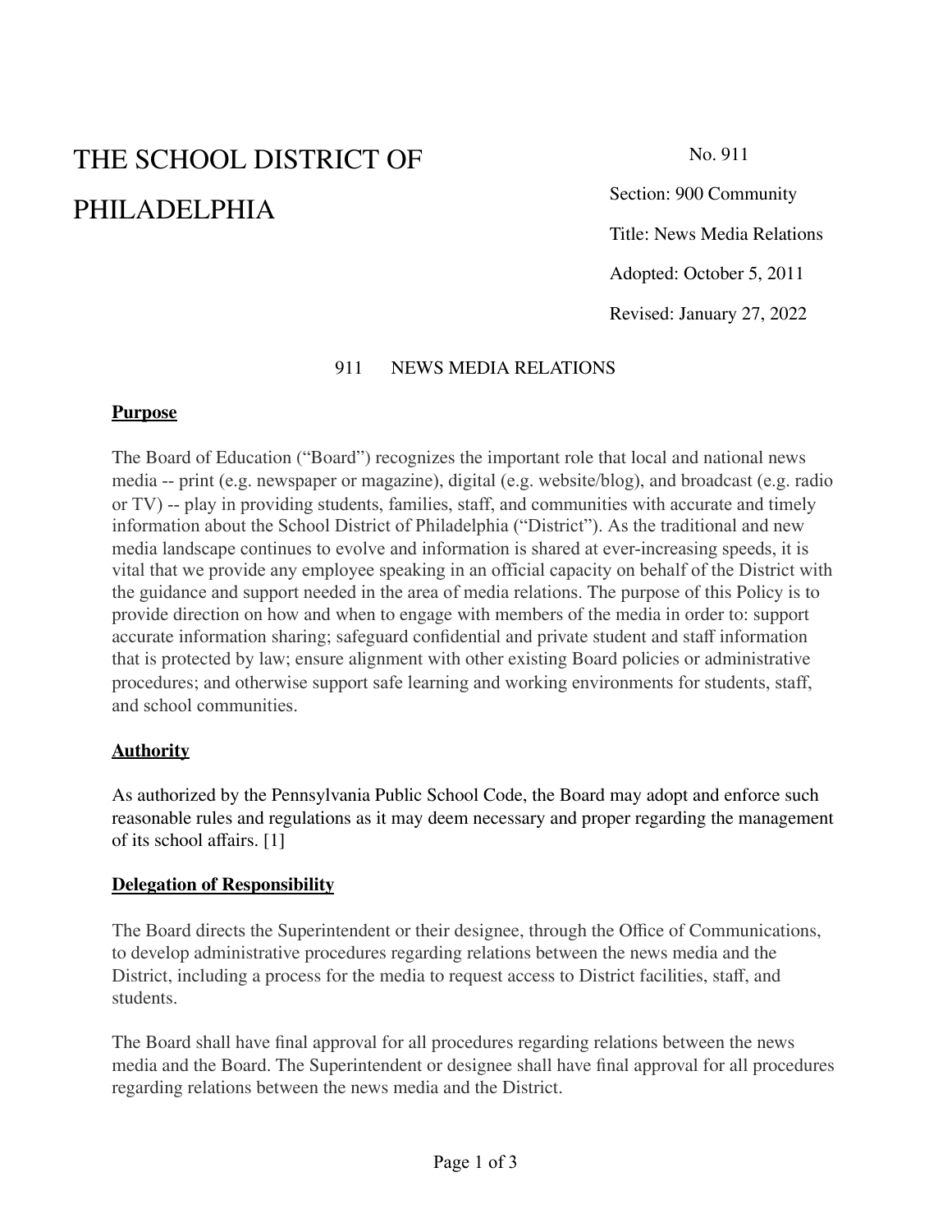# THE SCHOOL DISTRICT OF PHILADELPHIA

No. 911

Section: 900 Community

Title: News Media Relations

Adopted: October 5, 2011

Revised: January 27, 2022

## 911 NEWS MEDIA RELATIONS

### Purpose

The Board of Education ("Board") recognizes the important role that local and national news media -- print (e.g. newspaper or magazine), digital (e.g. website/blog), and broadcast (e.g. radio or TV) -- play in providing students, families, staff, and communities with accurate and timely information about the School District of Philadelphia ("District"). As the traditional and new media landscape continues to evolve and information is shared at ever-increasing speeds, it is vital that we provide any employee speaking in an official capacity on behalf of the District with the guidance and support needed in the area of media relations. The purpose of this Policy is to provide direction on how and when to engage with members of the media in order to: support accurate information sharing; safeguard confidential and private student and staff information that is protected by law; ensure alignment with other existing Board policies or administrative procedures; and otherwise support safe learning and working environments for students, staff, and school communities.

### Authority

As authorized by the Pennsylvania Public School Code, the Board may adopt and enforce such reasonable rules and regulations as it may deem necessary and proper regarding the management of its school affairs. [1]

### Delegation of Responsibility

The Board directs the Superintendent or their designee, through the Office of Communications, to develop administrative procedures regarding relations between the news media and the District, including a process for the media to request access to District facilities, staff, and students.

The Board shall have final approval for all procedures regarding relations between the news media and the Board. The Superintendent or designee shall have final approval for all procedures regarding relations between the news media and the District.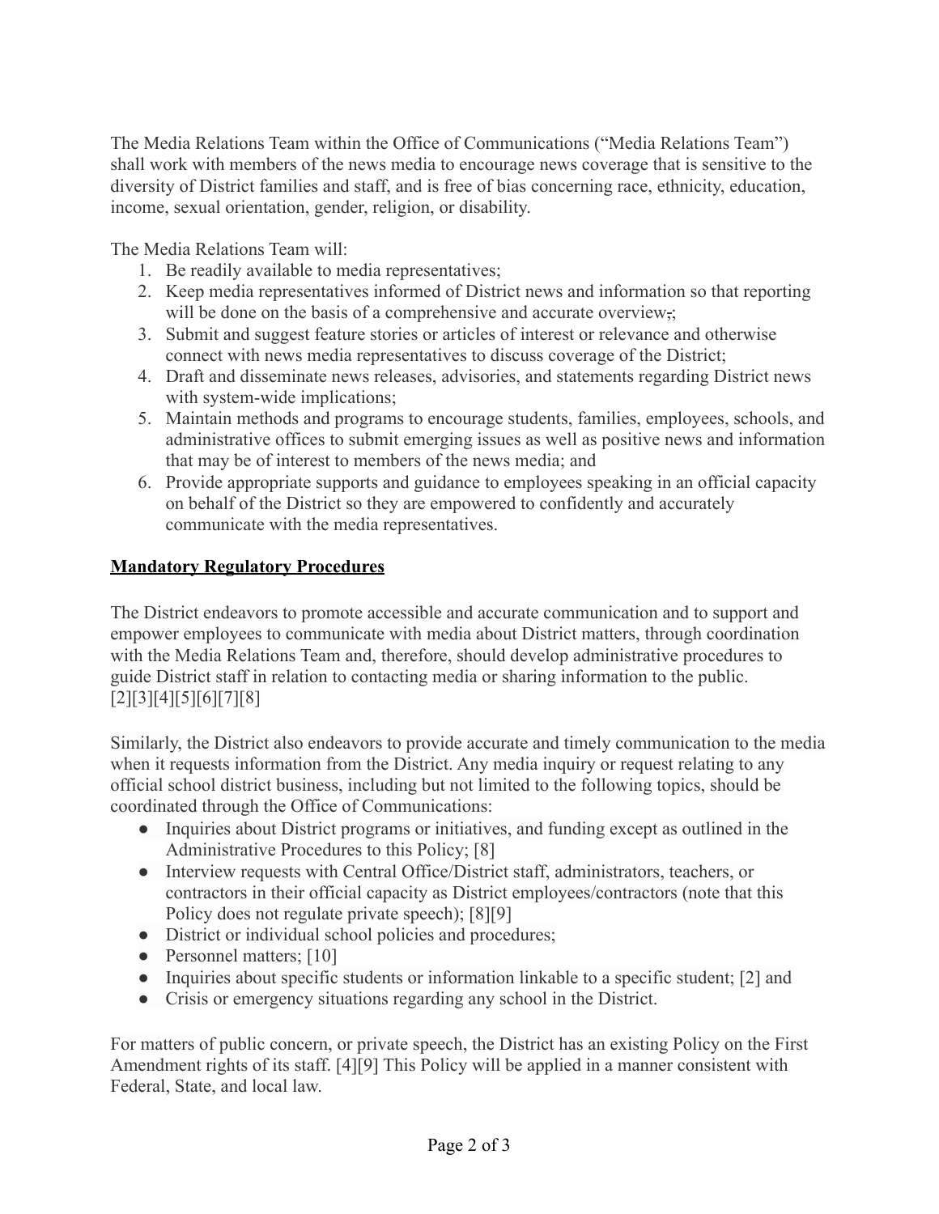The Media Relations Team within the Office of Communications ("Media Relations Team") shall work with members of the news media to encourage news coverage that is sensitive to the diversity of District families and staff, and is free of bias concerning race, ethnicity, education, income, sexual orientation, gender, religion, or disability.

The Media Relations Team will:

1. Be readily available to media representatives;
2. Keep media representatives informed of District news and information so that reporting will be done on the basis of a comprehensive and accurate overview.;
3. Submit and suggest feature stories or articles of interest or relevance and otherwise connect with news media representatives to discuss coverage of the District;
4. Draft and disseminate news releases, advisories, and statements regarding District news with system-wide implications;
5. Maintain methods and programs to encourage students, families, employees, schools, and administrative offices to submit emerging issues as well as positive news and information that may be of interest to members of the news media; and
6. Provide appropriate supports and guidance to employees speaking in an official capacity on behalf of the District so they are empowered to confidently and accurately communicate with the media representatives.

**Mandatory Regulatory Procedures**

The District endeavors to promote accessible and accurate communication and to support and empower employees to communicate with media about District matters, through coordination with the Media Relations Team and, therefore, should develop administrative procedures to guide District staff in relation to contacting media or sharing information to the public. [2][3][4][5][6][7][8]

Similarly, the District also endeavors to provide accurate and timely communication to the media when it requests information from the District. Any media inquiry or request relating to any official school district business, including but not limited to the following topics, should be coordinated through the Office of Communications:

- Inquiries about District programs or initiatives, and funding except as outlined in the Administrative Procedures to this Policy; [8]
- Interview requests with Central Office/District staff, administrators, teachers, or contractors in their official capacity as District employees/contractors (note that this Policy does not regulate private speech); [8][9]
- District or individual school policies and procedures;
- Personnel matters; [10]
- Inquiries about specific students or information linkable to a specific student; [2] and
- Crisis or emergency situations regarding any school in the District.

For matters of public concern, or private speech, the District has an existing Policy on the First Amendment rights of its staff. [4][9] This Policy will be applied in a manner consistent with Federal, State, and local law.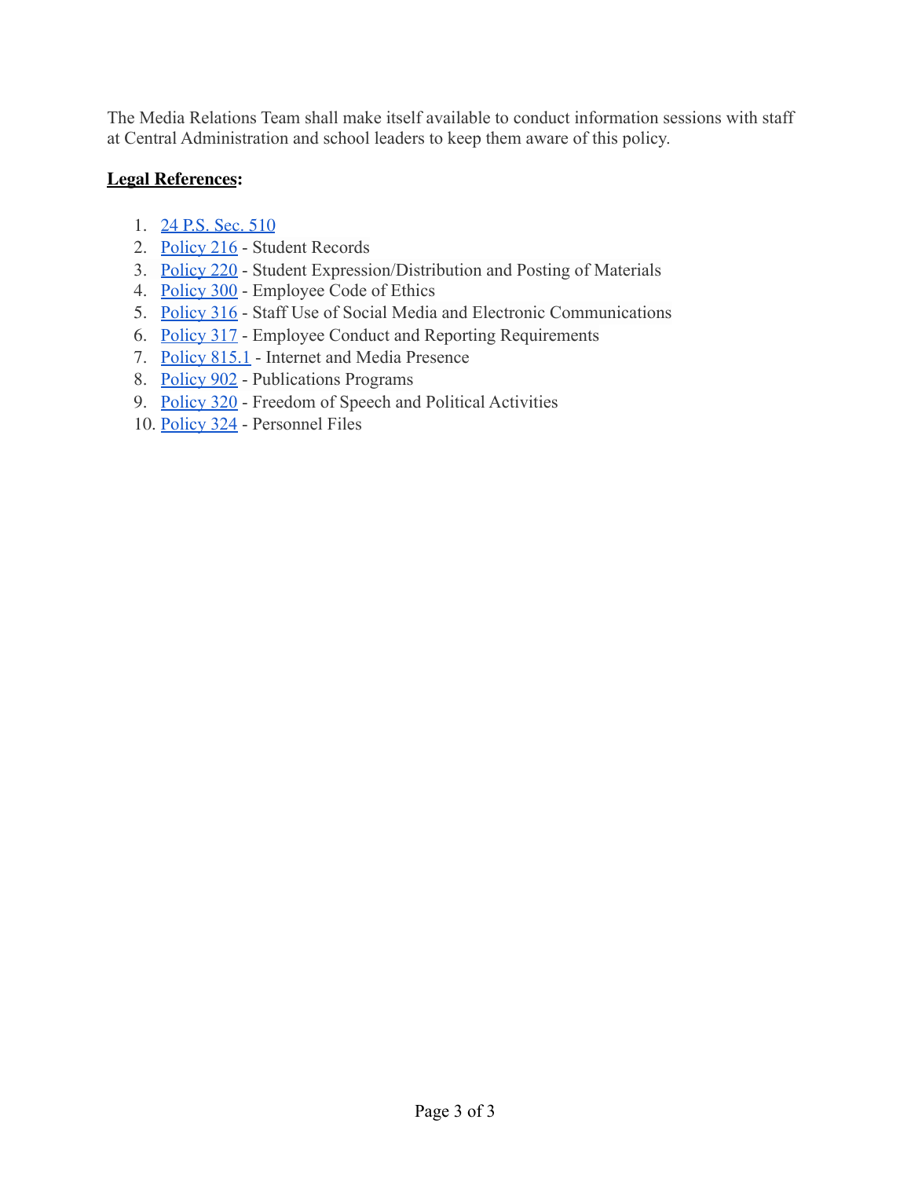The Media Relations Team shall make itself available to conduct information sessions with staff at Central Administration and school leaders to keep them aware of this policy.

**Legal References**:

1. 24 P.S. Sec. 510
2. Policy 216 - Student Records
3. Policy 220 - Student Expression/Distribution and Posting of Materials
4. Policy 300 - Employee Code of Ethics
5. Policy 316 - Staff Use of Social Media and Electronic Communications
6. Policy 317 - Employee Conduct and Reporting Requirements
7. Policy 815.1 - Internet and Media Presence
8. Policy 902 - Publications Programs
9. Policy 320 - Freedom of Speech and Political Activities
10. Policy 324 - Personnel Files